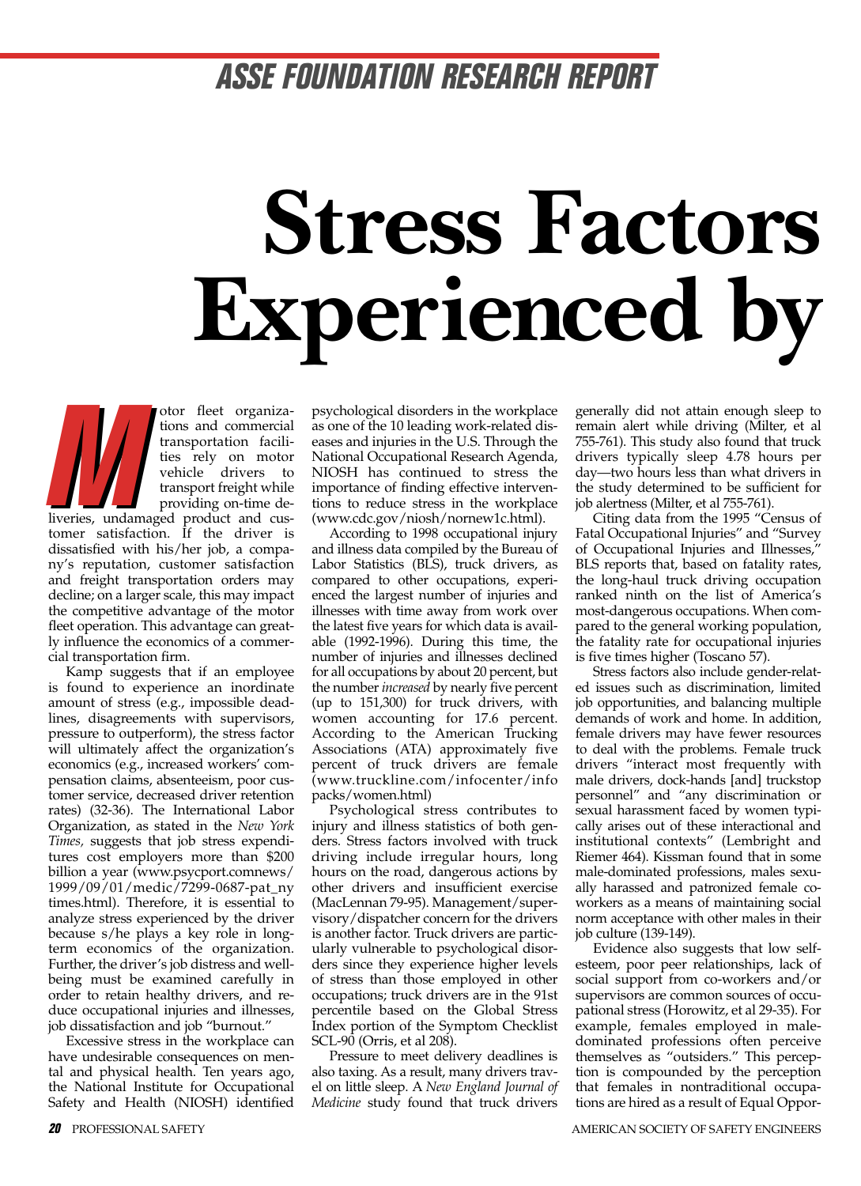# Stress Factors Experienced by

Motor fleet organizations and commercial transportation facilities rely on motor vehicle drivers to transport freight while providing on-time deliveries, undamaged product and customer satisfaction. If the driver is dissatisfied with his/her job, a company's reputation, customer satisfaction and freight transportation orders may decline; on a larger scale, this may impact the competitive advantage of the motor fleet operation. This advantage can greatly influence the economics of a commercial transportation firm.

Kamp suggests that if an employee is found to experience an inordinate amount of stress (e.g., impossible deadlines, disagreements with supervisors, pressure to outperform), the stress factor will ultimately affect the organization's economics (e.g., increased workers' compensation claims, absenteeism, poor customer service, decreased driver retention rates) (32-36). The International Labor Organization, as stated in the *New York Times,* suggests that job stress expenditures cost employers more than $200 billion a year (www.psycport.comnews/1999/09/01/medic/7299-0687-pat_nytimes.html). Therefore, it is essential to analyze stress experienced by the driver because s/he plays a key role in long-term economics of the organization. Further, the driver's job distress and well-being must be examined carefully in order to retain healthy drivers, and reduce occupational injuries and illnesses, job dissatisfaction and job "burnout."

Excessive stress in the workplace can have undesirable consequences on mental and physical health. Ten years ago, the National Institute for Occupational Safety and Health (NIOSH) identified psychological disorders in the workplace as one of the 10 leading work-related diseases and injuries in the U.S. Through the National Occupational Research Agenda, NIOSH has continued to stress the importance of finding effective interventions to reduce stress in the workplace (www.cdc.gov/niosh/nornew1c.html).

According to 1998 occupational injury and illness data compiled by the Bureau of Labor Statistics (BLS), truck drivers, as compared to other occupations, experienced the largest number of injuries and illnesses with time away from work over the latest five years for which data is available (1992-1996). During this time, the number of injuries and illnesses declined for all occupations by about 20 percent, but the number *increased* by nearly five percent (up to 151,300) for truck drivers, with women accounting for 17.6 percent. According to the American Trucking Associations (ATA) approximately five percent of truck drivers are female (www.truckline.com/infocenter/infopacks/women.html)

Psychological stress contributes to injury and illness statistics of both genders. Stress factors involved with truck driving include irregular hours, long hours on the road, dangerous actions by other drivers and insufficient exercise (MacLennan 79-95). Management/supervisory/dispatcher concern for the drivers is another factor. Truck drivers are particularly vulnerable to psychological disorders since they experience higher levels of stress than those employed in other occupations; truck drivers are in the 91st percentile based on the Global Stress Index portion of the Symptom Checklist SCL-90 (Orris, et al 208).

Pressure to meet delivery deadlines is also taxing. As a result, many drivers travel on little sleep. A *New England Journal of Medicine* study found that truck drivers generally did not attain enough sleep to remain alert while driving (Milter, et al 755-761). This study also found that truck drivers typically sleep 4.78 hours per day—two hours less than what drivers in the study determined to be sufficient for job alertness (Milter, et al 755-761).

Citing data from the 1995 "Census of Fatal Occupational Injuries" and "Survey of Occupational Injuries and Illnesses," BLS reports that, based on fatality rates, the long-haul truck driving occupation ranked ninth on the list of America's most-dangerous occupations. When compared to the general working population, the fatality rate for occupational injuries is five times higher (Toscano 57).

Stress factors also include gender-related issues such as discrimination, limited job opportunities, and balancing multiple demands of work and home. In addition, female drivers may have fewer resources to deal with the problems. Female truck drivers "interact most frequently with male drivers, dock-hands [and] truckstop personnel" and "any discrimination or sexual harassment faced by women typically arises out of these interactional and institutional contexts" (Lembright and Riemer 464). Kissman found that in some male-dominated professions, males sexually harassed and patronized female coworkers as a means of maintaining social norm acceptance with other males in their job culture (139-149).

Evidence also suggests that low self-esteem, poor peer relationships, lack of social support from co-workers and/or supervisors are common sources of occupational stress (Horowitz, et al 29-35). For example, females employed in male-dominated professions often perceive themselves as "outsiders." This perception is compounded by the perception that females in nontraditional occupations are hired as a result of Equal Oppor-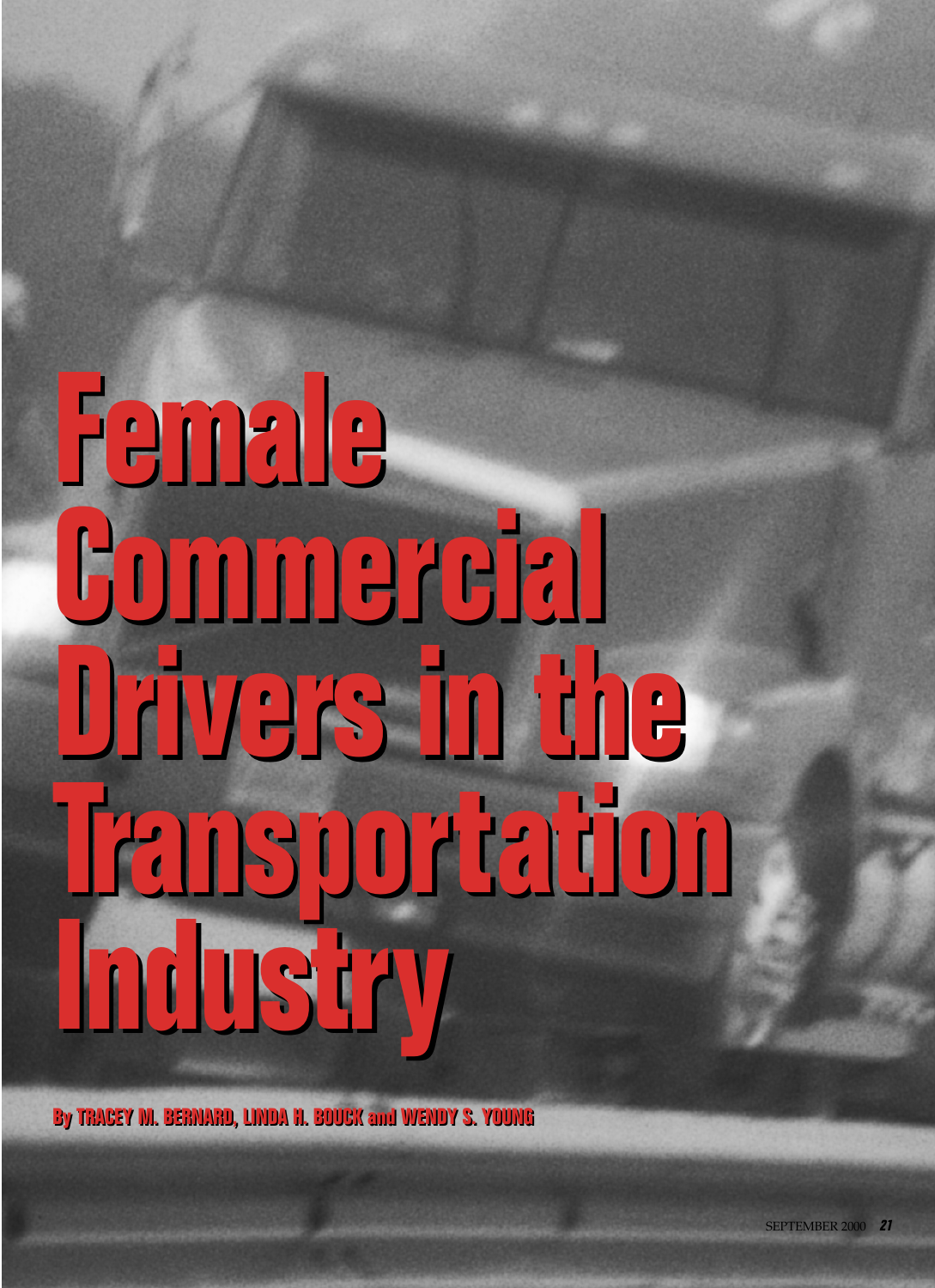# Female Commercial Drivers in the Transportation Industry

By TRACEY M. BERNARD, LINDA H. BOUCK and WENDY S. YOUNG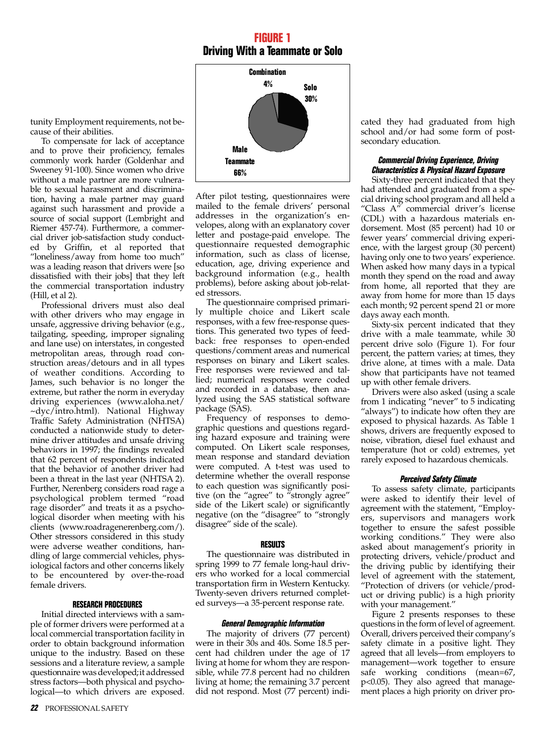tunity Employment requirements, not because of their abilities.

To compensate for lack of acceptance and to prove their proficiency, females commonly work harder (Goldenhar and Sweeney 91-100). Since women who drive without a male partner are more vulnerable to sexual harassment and discrimination, having a male partner may guard against such harassment and provide a source of social support (Lembright and Riemer 457-74). Furthermore, a commercial driver job-satisfaction study conducted by Griffin, et al reported that "loneliness/away from home too much" was a leading reason that drivers were [so dissatisfied with their jobs] that they left the commercial transportation industry (Hill, et al 2).

Professional drivers must also deal with other drivers who may engage in unsafe, aggressive driving behavior (e.g., tailgating, speeding, improper signaling and lane use) on interstates, in congested metropolitan areas, through road construction areas/detours and in all types of weather conditions. According to James, such behavior is no longer the extreme, but rather the norm in everyday driving experiences (www.aloha.net/~dyc/intro.html). National Highway Traffic Safety Administration (NHTSA) conducted a nationwide study to determine driver attitudes and unsafe driving behaviors in 1997; the findings revealed that 62 percent of respondents indicated that the behavior of another driver had been a threat in the last year (NHTSA 2). Further, Nerenberg considers road rage a psychological problem termed "road rage disorder" and treats it as a psychological disorder when meeting with his clients (www.roadragenerenberg.com/). Other stressors considered in this study were adverse weather conditions, handling of large commercial vehicles, physiological factors and other concerns likely to be encountered by over-the-road female drivers.

## RESEARCH PROCEDURES

Initial directed interviews with a sample of former drivers were performed at a local commercial transportation facility in order to obtain background information unique to the industry. Based on these sessions and a literature review, a sample questionnaire was developed; it addressed stress factors—both physical and psychological—to which drivers are exposed.

**FIGURE 1**
**Driving With a Teammate or Solo**

Combination 4%; Solo 30%; Male Teammate 66%

After pilot testing, questionnaires were mailed to the female drivers' personal addresses in the organization's envelopes, along with an explanatory cover letter and postage-paid envelope. The questionnaire requested demographic information, such as class of license, education, age, driving experience and background information (e.g., health problems), before asking about job-related stressors.

The questionnaire comprised primarily multiple choice and Likert scale responses, with a few free-response questions. This generated two types of feedback: free responses to open-ended questions/comment areas and numerical responses on binary and Likert scales. Free responses were reviewed and tallied; numerical responses were coded and recorded in a database, then analyzed using the SAS statistical software package (SAS).

Frequency of responses to demographic questions and questions regarding hazard exposure and training were computed. On Likert scale responses, mean response and standard deviation were computed. A t-test was used to determine whether the overall response to each question was significantly positive (on the "agree" to "strongly agree" side of the Likert scale) or significantly negative (on the "disagree" to "strongly disagree" side of the scale).

## RESULTS

The questionnaire was distributed in spring 1999 to 77 female long-haul drivers who worked for a local commercial transportation firm in Western Kentucky. Twenty-seven drivers returned completed surveys—a 35-percent response rate.

### *General Demographic Information*

The majority of drivers (77 percent) were in their 30s and 40s. Some 18.5 percent had children under the age of 17 living at home for whom they are responsible, while 77.8 percent had no children living at home; the remaining 3.7 percent did not respond. Most (77 percent) indicated they had graduated from high school and/or had some form of post-secondary education.

### *Commercial Driving Experience, Driving Characteristics & Physical Hazard Exposure*

Sixty-three percent indicated that they had attended and graduated from a special driving school program and all held a "Class A" commercial driver's license (CDL) with a hazardous materials endorsement. Most (85 percent) had 10 or fewer years' commercial driving experience, with the largest group (30 percent) having only one to two years' experience. When asked how many days in a typical month they spend on the road and away from home, all reported that they are away from home for more than 15 days each month; 92 percent spend 21 or more days away each month.

Sixty-six percent indicated that they drive with a male teammate, while 30 percent drive solo (Figure 1). For four percent, the pattern varies; at times, they drive alone, at times with a male. Data show that participants have not teamed up with other female drivers.

Drivers were also asked (using a scale from 1 indicating "never" to 5 indicating "always") to indicate how often they are exposed to physical hazards. As Table 1 shows, drivers are frequently exposed to noise, vibration, diesel fuel exhaust and temperature (hot or cold) extremes, yet rarely exposed to hazardous chemicals.

### *Perceived Safety Climate*

To assess safety climate, participants were asked to identify their level of agreement with the statement, "Employers, supervisors and managers work together to ensure the safest possible working conditions." They were also asked about management's priority in protecting drivers, vehicle/product and the driving public by identifying their level of agreement with the statement, "Protection of drivers (or vehicle/product or driving public) is a high priority with your management."

Figure 2 presents responses to these questions in the form of level of agreement. Overall, drivers perceived their company's safety climate in a positive light. They agreed that all levels—from employers to management—work together to ensure safe working conditions (mean=67, $p<0.05$). They also agreed that management places a high priority on driver pro-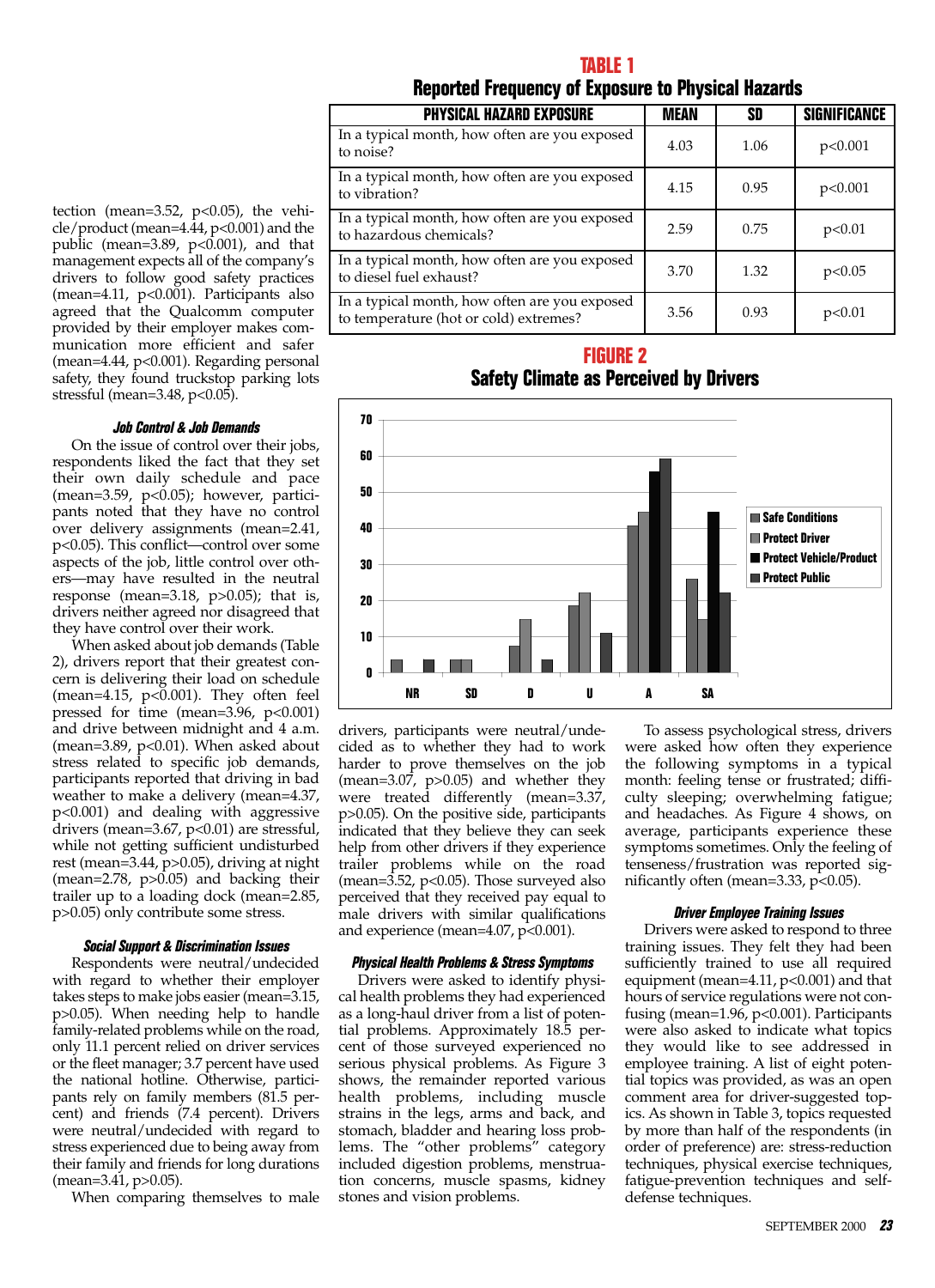tection (mean=3.52, p<0.05), the vehicle/product (mean=4.44, p<0.001) and the public (mean=3.89, p<0.001), and that management expects all of the company's drivers to follow good safety practices (mean=4.11, p<0.001). Participants also agreed that the Qualcomm computer provided by their employer makes communication more efficient and safer (mean=4.44, p<0.001). Regarding personal safety, they found truckstop parking lots stressful (mean=3.48, p<0.05).

### *Job Control & Job Demands*

On the issue of control over their jobs, respondents liked the fact that they set their own daily schedule and pace (mean=3.59, p<0.05); however, participants noted that they have no control over delivery assignments (mean=2.41, p<0.05). This conflict—control over some aspects of the job, little control over others—may have resulted in the neutral response (mean=3.18, p>0.05); that is, drivers neither agreed nor disagreed that they have control over their work.

When asked about job demands (Table 2), drivers report that their greatest concern is delivering their load on schedule (mean=4.15, p<0.001). They often feel pressed for time (mean=3.96, p<0.001) and drive between midnight and 4 a.m. (mean=3.89, p<0.01). When asked about stress related to specific job demands, participants reported that driving in bad weather to make a delivery (mean=4.37, p<0.001) and dealing with aggressive drivers (mean=3.67, p<0.01) are stressful, while not getting sufficient undisturbed rest (mean=3.44, p>0.05), driving at night (mean=2.78, p>0.05) and backing their trailer up to a loading dock (mean=2.85, p>0.05) only contribute some stress.

### *Social Support & Discrimination Issues*

Respondents were neutral/undecided with regard to whether their employer takes steps to make jobs easier (mean=3.15, p>0.05). When needing help to handle family-related problems while on the road, only 11.1 percent relied on driver services or the fleet manager; 3.7 percent have used the national hotline. Otherwise, participants rely on family members (81.5 percent) and friends (7.4 percent). Drivers were neutral/undecided with regard to stress experienced due to being away from their family and friends for long durations (mean=3.41, p>0.05).

When comparing themselves to male drivers, participants were neutral/undecided as to whether they had to work harder to prove themselves on the job (mean=3.07, p>0.05) and whether they were treated differently (mean=3.37, p>0.05). On the positive side, participants indicated that they believe they can seek help from other drivers if they experience trailer problems while on the road (mean=3.52, p<0.05). Those surveyed also perceived that they received pay equal to male drivers with similar qualifications and experience (mean=4.07, p<0.001).

## TABLE 1
## Reported Frequency of Exposure to Physical Hazards

| PHYSICAL HAZARD EXPOSURE | MEAN | SD | SIGNIFICANCE |
|---|---|---|---|
| In a typical month, how often are you exposed to noise? | 4.03 | 1.06 | p<0.001 |
| In a typical month, how often are you exposed to vibration? | 4.15 | 0.95 | p<0.001 |
| In a typical month, how often are you exposed to hazardous chemicals? | 2.59 | 0.75 | p<0.01 |
| In a typical month, how often are you exposed to diesel fuel exhaust? | 3.70 | 1.32 | p<0.05 |
| In a typical month, how often are you exposed to temperature (hot or cold) extremes? | 3.56 | 0.93 | p<0.01 |

## FIGURE 2
## Safety Climate as Perceived by Drivers

| | NR | SD | D | U | A | SA |
|---|---|---|---|---|---|---|
| Safe Conditions | 4 | 4 | 8 | 19 | 41 | 26 |
| Protect Driver | 0 | 4 | 15 | 22 | 44 | 15 |
| Protect Vehicle/Product | 4 | 0 | 0 | 0 | 55 | 44 |
| Protect Public | 0 | 0 | 4 | 11 | 59 | 22 |

### *Physical Health Problems & Stress Symptoms*

Drivers were asked to identify physical health problems they had experienced as a long-haul driver from a list of potential problems. Approximately 18.5 percent of those surveyed experienced no serious physical problems. As Figure 3 shows, the remainder reported various health problems, including muscle strains in the legs, arms and back, and stomach, bladder and hearing loss problems. The "other problems" category included digestion problems, menstruation concerns, muscle spasms, kidney stones and vision problems.

To assess psychological stress, drivers were asked how often they experience the following symptoms in a typical month: feeling tense or frustrated; difficulty sleeping; overwhelming fatigue; and headaches. As Figure 4 shows, on average, participants experience these symptoms sometimes. Only the feeling of tenseness/frustration was reported significantly often (mean=3.33, p<0.05).

### *Driver Employee Training Issues*

Drivers were asked to respond to three training issues. They felt they had been sufficiently trained to use all required equipment (mean=4.11, p<0.001) and that hours of service regulations were not confusing (mean=1.96, p<0.001). Participants were also asked to indicate what topics they would like to see addressed in employee training. A list of eight potential topics was provided, as was an open comment area for driver-suggested topics. As shown in Table 3, topics requested by more than half of the respondents (in order of preference) are: stress-reduction techniques, physical exercise techniques, fatigue-prevention techniques and self-defense techniques.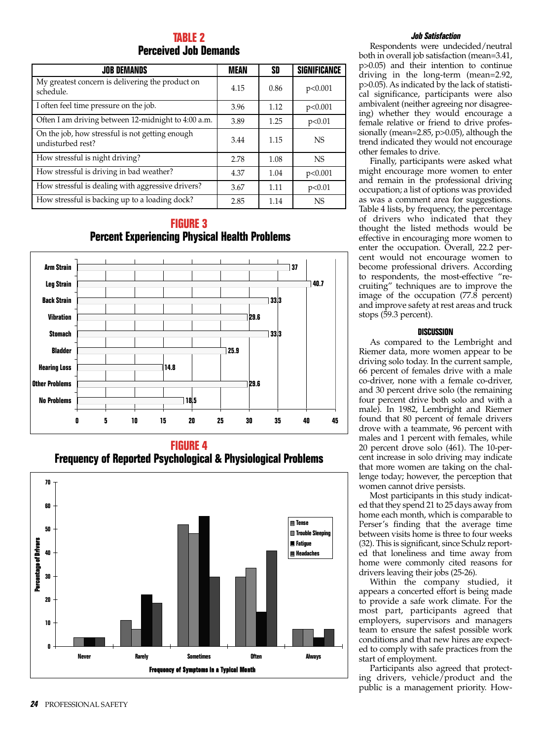## TABLE 2
### Perceived Job Demands

| JOB DEMANDS | MEAN | SD | SIGNIFICANCE |
|---|---|---|---|
| My greatest concern is delivering the product on schedule. | 4.15 | 0.86 | $p<0.001$ |
| I often feel time pressure on the job. | 3.96 | 1.12 | $p<0.001$ |
| Often I am driving between 12-midnight to 4:00 a.m. | 3.89 | 1.25 | $p<0.01$ |
| On the job, how stressful is not getting enough undisturbed rest? | 3.44 | 1.15 | NS |
| How stressful is night driving? | 2.78 | 1.08 | NS |
| How stressful is driving in bad weather? | 4.37 | 1.04 | $p<0.001$ |
| How stressful is dealing with aggressive drivers? | 3.67 | 1.11 | $p<0.01$ |
| How stressful is backing up to a loading dock? | 2.85 | 1.14 | NS |

## FIGURE 3
### Percent Experiencing Physical Health Problems

| Problem | Percent |
|---|---|
| Arm Strain | 37 |
| Leg Strain | 40.7 |
| Back Strain | 33.3 |
| Vibration | 29.6 |
| Stomach | 33.3 |
| Bladder | 25.9 |
| Hearing Loss | 14.8 |
| Other Problems | 29.6 |
| No Problems | 18.5 |

## FIGURE 4
### Frequency of Reported Psychological & Physiological Problems

Percentage of Drivers (Tense, Trouble Sleeping, Fatigue, Headaches) by Frequency of Symptoms in a Typical Month: Never, Rarely, Sometimes, Often, Always

### *Job Satisfaction*

Respondents were undecided/neutral both in overall job satisfaction (mean=3.41, $p>0.05$) and their intention to continue driving in the long-term (mean=2.92, $p>0.05$). As indicated by the lack of statistical significance, participants were also ambivalent (neither agreeing nor disagreeing) whether they would encourage a female relative or friend to drive professionally (mean=2.85, $p>0.05$), although the trend indicated they would not encourage other females to drive.

Finally, participants were asked what might encourage more women to enter and remain in the professional driving occupation; a list of options was provided as was a comment area for suggestions. Table 4 lists, by frequency, the percentage of drivers who indicated that they thought the listed methods would be effective in encouraging more women to enter the occupation. Overall, 22.2 percent would not encourage women to become professional drivers. According to respondents, the most-effective "recruiting" techniques are to improve the image of the occupation (77.8 percent) and improve safety at rest areas and truck stops (59.3 percent).

## DISCUSSION

As compared to the Lembright and Riemer data, more women appear to be driving solo today. In the current sample, 66 percent of females drive with a male co-driver, none with a female co-driver, and 30 percent drive solo (the remaining four percent drive both solo and with a male). In 1982, Lembright and Riemer found that 80 percent of female drivers drove with a teammate, 96 percent with males and 1 percent with females, while 20 percent drove solo (461). The 10-percent increase in solo driving may indicate that more women are taking on the challenge today; however, the perception that women cannot drive persists.

Most participants in this study indicated that they spend 21 to 25 days away from home each month, which is comparable to Perser's finding that the average time between visits home is three to four weeks (32). This is significant, since Schulz reported that loneliness and time away from home were commonly cited reasons for drivers leaving their jobs (25-26).

Within the company studied, it appears a concerted effort is being made to provide a safe work climate. For the most part, participants agreed that employers, supervisors and managers team to ensure the safest possible work conditions and that new hires are expected to comply with safe practices from the start of employment.

Participants also agreed that protecting drivers, vehicle/product and the public is a management priority. How-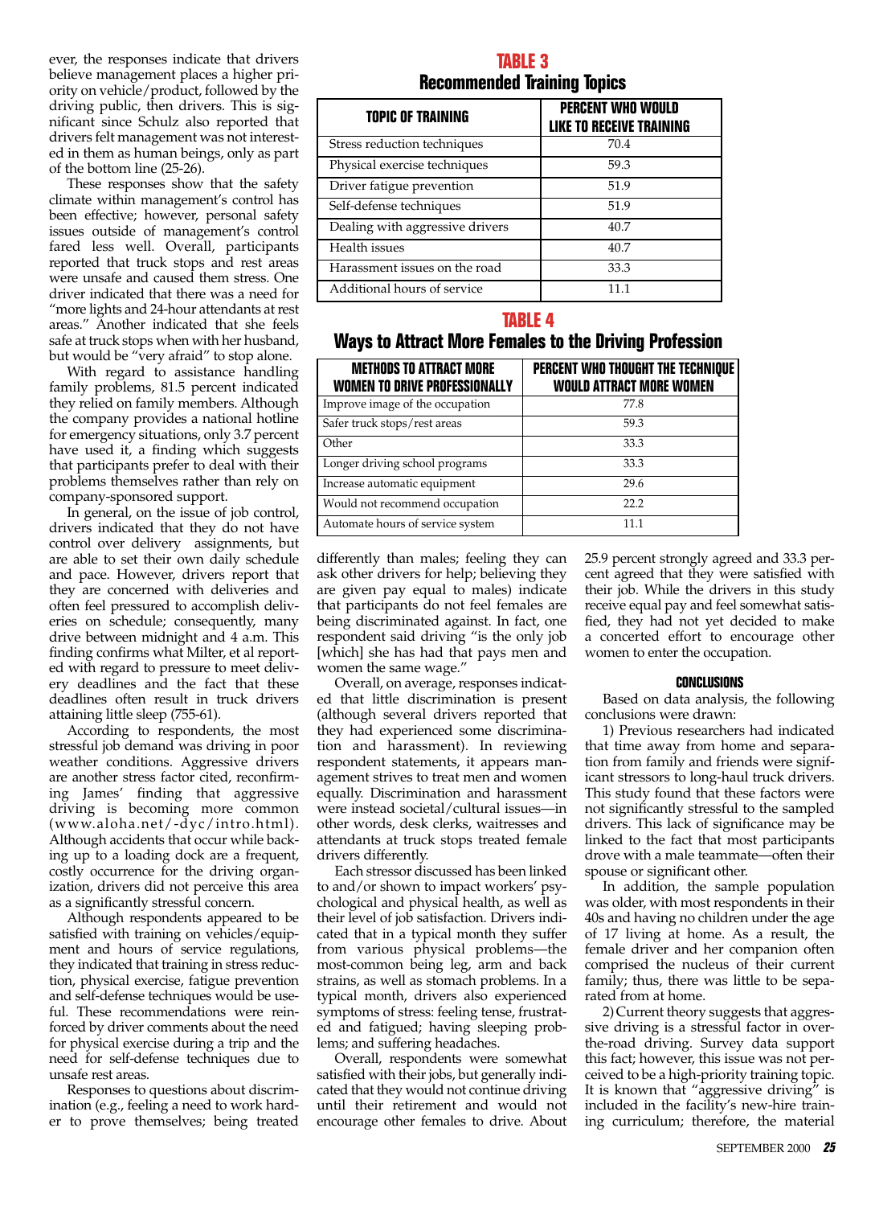ever, the responses indicate that drivers believe management places a higher priority on vehicle/product, followed by the driving public, then drivers. This is significant since Schulz also reported that drivers felt management was not interested in them as human beings, only as part of the bottom line (25-26).

These responses show that the safety climate within management's control has been effective; however, personal safety issues outside of management's control fared less well. Overall, participants reported that truck stops and rest areas were unsafe and caused them stress. One driver indicated that there was a need for "more lights and 24-hour attendants at rest areas." Another indicated that she feels safe at truck stops when with her husband, but would be "very afraid" to stop alone.

With regard to assistance handling family problems, 81.5 percent indicated they relied on family members. Although the company provides a national hotline for emergency situations, only 3.7 percent have used it, a finding which suggests that participants prefer to deal with their problems themselves rather than rely on company-sponsored support.

In general, on the issue of job control, drivers indicated that they do not have control over delivery assignments, but are able to set their own daily schedule and pace. However, drivers report that they are concerned with deliveries and often feel pressured to accomplish deliveries on schedule; consequently, many drive between midnight and 4 a.m. This finding confirms what Milter, et al reported with regard to pressure to meet delivery deadlines and the fact that these deadlines often result in truck drivers attaining little sleep (755-61).

According to respondents, the most stressful job demand was driving in poor weather conditions. Aggressive drivers are another stress factor cited, reconfirming James' finding that aggressive driving is becoming more common (www.aloha.net/-dyc/intro.html). Although accidents that occur while backing up to a loading dock are a frequent, costly occurrence for the driving organization, drivers did not perceive this area as a significantly stressful concern.

Although respondents appeared to be satisfied with training on vehicles/equipment and hours of service regulations, they indicated that training in stress reduction, physical exercise, fatigue prevention and self-defense techniques would be useful. These recommendations were reinforced by driver comments about the need for physical exercise during a trip and the need for self-defense techniques due to unsafe rest areas.

Responses to questions about discrimination (e.g., feeling a need to work harder to prove themselves; being treated differently than males; feeling they can ask other drivers for help; believing they are given pay equal to males) indicate that participants do not feel females are being discriminated against. In fact, one respondent said driving "is the only job [which] she has had that pays men and women the same wage."

Overall, on average, responses indicated that little discrimination is present (although several drivers reported that they had experienced some discrimination and harassment). In reviewing respondent statements, it appears management strives to treat men and women equally. Discrimination and harassment were instead societal/cultural issues—in other words, desk clerks, waitresses and attendants at truck stops treated female drivers differently.

Each stressor discussed has been linked to and/or shown to impact workers' psychological and physical health, as well as their level of job satisfaction. Drivers indicated that in a typical month they suffer from various physical problems—the most-common being leg, arm and back strains, as well as stomach problems. In a typical month, drivers also experienced symptoms of stress: feeling tense, frustrated and fatigued; having sleeping problems; and suffering headaches.

Overall, respondents were somewhat satisfied with their jobs, but generally indicated that they would not continue driving until their retirement and would not encourage other females to drive. About 25.9 percent strongly agreed and 33.3 percent agreed that they were satisfied with their job. While the drivers in this study receive equal pay and feel somewhat satisfied, they had not yet decided to make a concerted effort to encourage other women to enter the occupation.

**TABLE 3**
**Recommended Training Topics**

| TOPIC OF TRAINING | PERCENT WHO WOULD LIKE TO RECEIVE TRAINING |
|---|---|
| Stress reduction techniques | 70.4 |
| Physical exercise techniques | 59.3 |
| Driver fatigue prevention | 51.9 |
| Self-defense techniques | 51.9 |
| Dealing with aggressive drivers | 40.7 |
| Health issues | 40.7 |
| Harassment issues on the road | 33.3 |
| Additional hours of service | 11.1 |

**TABLE 4**
**Ways to Attract More Females to the Driving Profession**

| METHODS TO ATTRACT MORE WOMEN TO DRIVE PROFESSIONALLY | PERCENT WHO THOUGHT THE TECHNIQUE WOULD ATTRACT MORE WOMEN |
|---|---|
| Improve image of the occupation | 77.8 |
| Safer truck stops/rest areas | 59.3 |
| Other | 33.3 |
| Longer driving school programs | 33.3 |
| Increase automatic equipment | 29.6 |
| Would not recommend occupation | 22.2 |
| Automate hours of service system | 11.1 |

### CONCLUSIONS

Based on data analysis, the following conclusions were drawn:

1) Previous researchers had indicated that time away from home and separation from family and friends were significant stressors to long-haul truck drivers. This study found that these factors were not significantly stressful to the sampled drivers. This lack of significance may be linked to the fact that most participants drove with a male teammate—often their spouse or significant other.

In addition, the sample population was older, with most respondents in their 40s and having no children under the age of 17 living at home. As a result, the female driver and her companion often comprised the nucleus of their current family; thus, there was little to be separated from at home.

2) Current theory suggests that aggressive driving is a stressful factor in over-the-road driving. Survey data support this fact; however, this issue was not perceived to be a high-priority training topic. It is known that "aggressive driving" is included in the facility's new-hire training curriculum; therefore, the material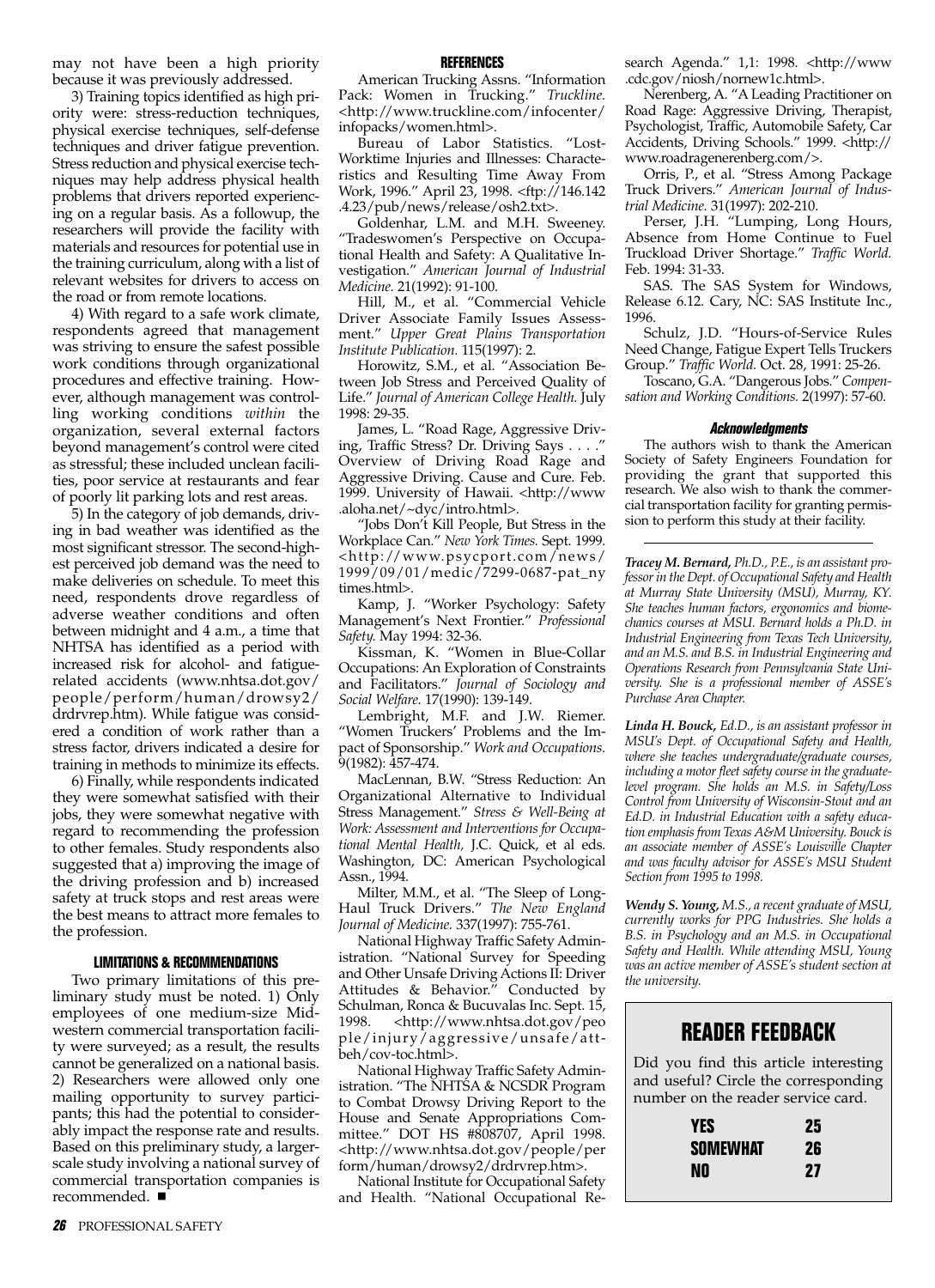may not have been a high priority because it was previously addressed.

3) Training topics identified as high priority were: stress-reduction techniques, physical exercise techniques, self-defense techniques and driver fatigue prevention. Stress reduction and physical exercise techniques may help address physical health problems that drivers reported experiencing on a regular basis. As a followup, the researchers will provide the facility with materials and resources for potential use in the training curriculum, along with a list of relevant websites for drivers to access on the road or from remote locations.

4) With regard to a safe work climate, respondents agreed that management was striving to ensure the safest possible work conditions through organizational procedures and effective training. However, although management was controlling working conditions *within* the organization, several external factors beyond management's control were cited as stressful; these included unclean facilities, poor service at restaurants and fear of poorly lit parking lots and rest areas.

5) In the category of job demands, driving in bad weather was identified as the most significant stressor. The second-highest perceived job demand was the need to make deliveries on schedule. To meet this need, respondents drove regardless of adverse weather conditions and often between midnight and 4 a.m., a time that NHTSA has identified as a period with increased risk for alcohol- and fatigue-related accidents (www.nhtsa.dot.gov/people/perform/human/drowsy2/drdrvrep.htm). While fatigue was considered a condition of work rather than a stress factor, drivers indicated a desire for training in methods to minimize its effects.

6) Finally, while respondents indicated they were somewhat satisfied with their jobs, they were somewhat negative with regard to recommending the profession to other females. Study respondents also suggested that a) improving the image of the driving profession and b) increased safety at truck stops and rest areas were the best means to attract more females to the profession.

### LIMITATIONS & RECOMMENDATIONS

Two primary limitations of this preliminary study must be noted. 1) Only employees of one medium-size Midwestern commercial transportation facility were surveyed; as a result, the results cannot be generalized on a national basis. 2) Researchers were allowed only one mailing opportunity to survey participants; this had the potential to considerably impact the response rate and results. Based on this preliminary study, a larger-scale study involving a national survey of commercial transportation companies is recommended. ■

### REFERENCES

American Trucking Assns. "Information Pack: Women in Trucking." *Truckline.* <http://www.truckline.com/infocenter/infopacks/women.html>.

Bureau of Labor Statistics. "Lost-Worktime Injuries and Illnesses: Characteristics and Resulting Time Away From Work, 1996." April 23, 1998. <ftp://146.142.4.23/pub/news/release/osh2.txt>.

Goldenhar, L.M. and M.H. Sweeney. "Tradeswomen's Perspective on Occupational Health and Safety: A Qualitative Investigation." *American Journal of Industrial Medicine.* 21(1992): 91-100.

Hill, M., et al. "Commercial Vehicle Driver Associate Family Issues Assessment." *Upper Great Plains Transportation Institute Publication.* 115(1997): 2.

Horowitz, S.M., et al. "Association Between Job Stress and Perceived Quality of Life." *Journal of American College Health.* July 1998: 29-35.

James, L. "Road Rage, Aggressive Driving, Traffic Stress? Dr. Driving Says . . . ." Overview of Driving Road Rage and Aggressive Driving. Cause and Cure. Feb. 1999. University of Hawaii. <http://www.aloha.net/~dyc/intro.html>.

"Jobs Don't Kill People, But Stress in the Workplace Can." *New York Times.* Sept. 1999. <http://www.psycport.com/news/1999/09/01/medic/7299-0687-pat_nytimes.html>.

Kamp, J. "Worker Psychology: Safety Management's Next Frontier." *Professional Safety.* May 1994: 32-36.

Kissman, K. "Women in Blue-Collar Occupations: An Exploration of Constraints and Facilitators." *Journal of Sociology and Social Welfare.* 17(1990): 139-149.

Lembright, M.F. and J.W. Riemer. "Women Truckers' Problems and the Impact of Sponsorship." *Work and Occupations.* 9(1982): 457-474.

MacLennan, B.W. "Stress Reduction: An Organizational Alternative to Individual Stress Management." *Stress & Well-Being at Work: Assessment and Interventions for Occupational Mental Health,* J.C. Quick, et al eds. Washington, DC: American Psychological Assn., 1994.

Milter, M.M., et al. "The Sleep of Long-Haul Truck Drivers." *The New England Journal of Medicine.* 337(1997): 755-761.

National Highway Traffic Safety Administration. "National Survey for Speeding and Other Unsafe Driving Actions II: Driver Attitudes & Behavior." Conducted by Schulman, Ronca & Bucuvalas Inc. Sept. 15, 1998. <http://www.nhtsa.dot.gov/people/injury/aggressive/unsafe/att-beh/cov-toc.html>.

National Highway Traffic Safety Administration. "The NHTSA & NCSDR Program to Combat Drowsy Driving Report to the House and Senate Appropriations Committee." DOT HS #808707, April 1998. <http://www.nhtsa.dot.gov/people/perform/human/drowsy2/drdrvrep.htm>.

National Institute for Occupational Safety and Health. "National Occupational Research Agenda." 1,1: 1998. <http://www.cdc.gov/niosh/nornew1c.html>.

Nerenberg, A. "A Leading Practitioner on Road Rage: Aggressive Driving, Therapist, Psychologist, Traffic, Automobile Safety, Car Accidents, Driving Schools." 1999. <http://www.roadragenerenberg.com/>.

Orris, P., et al. "Stress Among Package Truck Drivers." *American Journal of Industrial Medicine.* 31(1997): 202-210.

Perser, J.H. "Lumping, Long Hours, Absence from Home Continue to Fuel Truckload Driver Shortage." *Traffic World.* Feb. 1994: 31-33.

SAS. The SAS System for Windows, Release 6.12. Cary, NC: SAS Institute Inc., 1996.

Schulz, J.D. "Hours-of-Service Rules Need Change, Fatigue Expert Tells Truckers Group." *Traffic World.* Oct. 28, 1991: 25-26.

Toscano, G.A. "Dangerous Jobs." *Compensation and Working Conditions.* 2(1997): 57-60.

### Acknowledgments

The authors wish to thank the American Society of Safety Engineers Foundation for providing the grant that supported this research. We also wish to thank the commercial transportation facility for granting permission to perform this study at their facility.

***Tracey M. Bernard,** Ph.D., P.E., is an assistant professor in the Dept. of Occupational Safety and Health at Murray State University (MSU), Murray, KY. She teaches human factors, ergonomics and biomechanics courses at MSU. Bernard holds a Ph.D. in Industrial Engineering from Texas Tech University, and an M.S. and B.S. in Industrial Engineering and Operations Research from Pennsylvania State University. She is a professional member of ASSE's Purchase Area Chapter.*

***Linda H. Bouck,** Ed.D., is an assistant professor in MSU's Dept. of Occupational Safety and Health, where she teaches undergraduate/graduate courses, including a motor fleet safety course in the graduate-level program. She holds an M.S. in Safety/Loss Control from University of Wisconsin-Stout and an Ed.D. in Industrial Education with a safety education emphasis from Texas A&M University. Bouck is an associate member of ASSE's Louisville Chapter and was faculty advisor for ASSE's MSU Student Section from 1995 to 1998.*

***Wendy S. Young,** M.S., a recent graduate of MSU, currently works for PPG Industries. She holds a B.S. in Psychology and an M.S. in Occupational Safety and Health. While attending MSU, Young was an active member of ASSE's student section at the university.*

## READER FEEDBACK

Did you find this article interesting and useful? Circle the corresponding number on the reader service card.

| | |
|---|---|
| **YES** | **25** |
| **SOMEWHAT** | **26** |
| **NO** | **27** |